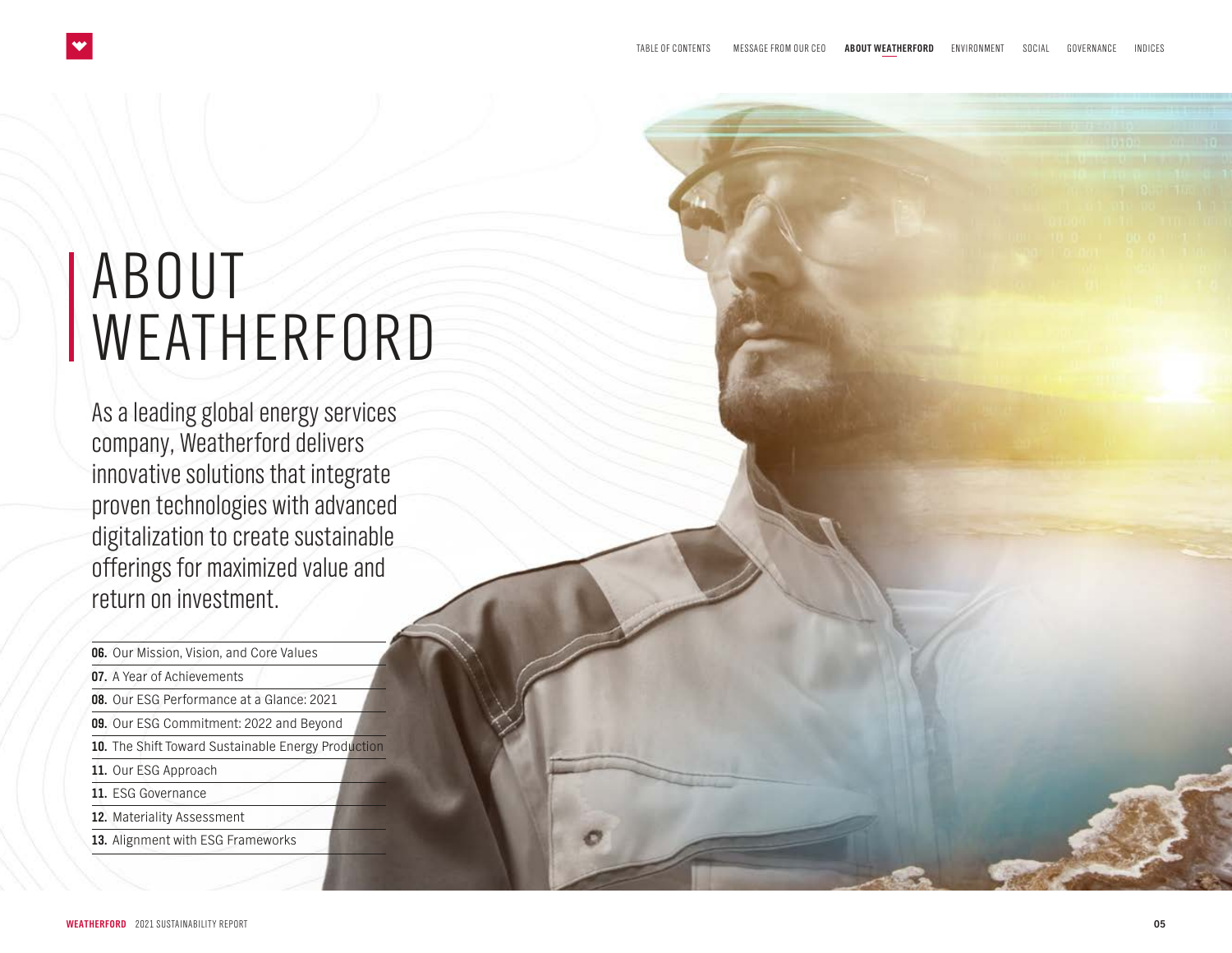# ABOUT WEATHERFORD

As a leading global energy services company, Weatherford delivers innovative solutions that integrate proven technologies with advanced digitalization to create sustainable offerings for maximized value and return on investment.

- **06.** Our Mission, Vision, and Core Values
- **07.** A Year of Achievements
- **08.** Our ESG Performance at a Glance: 2021
- **09.** Our ESG Commitment: 2022 and Beyond
- **10.** The Shift Toward Sustainable Energy Production
- **11.** Our ESG Approach
- **11.** ESG Governance
- **12.** Materiality Assessment
- **13.** Alignment with ESG Frameworks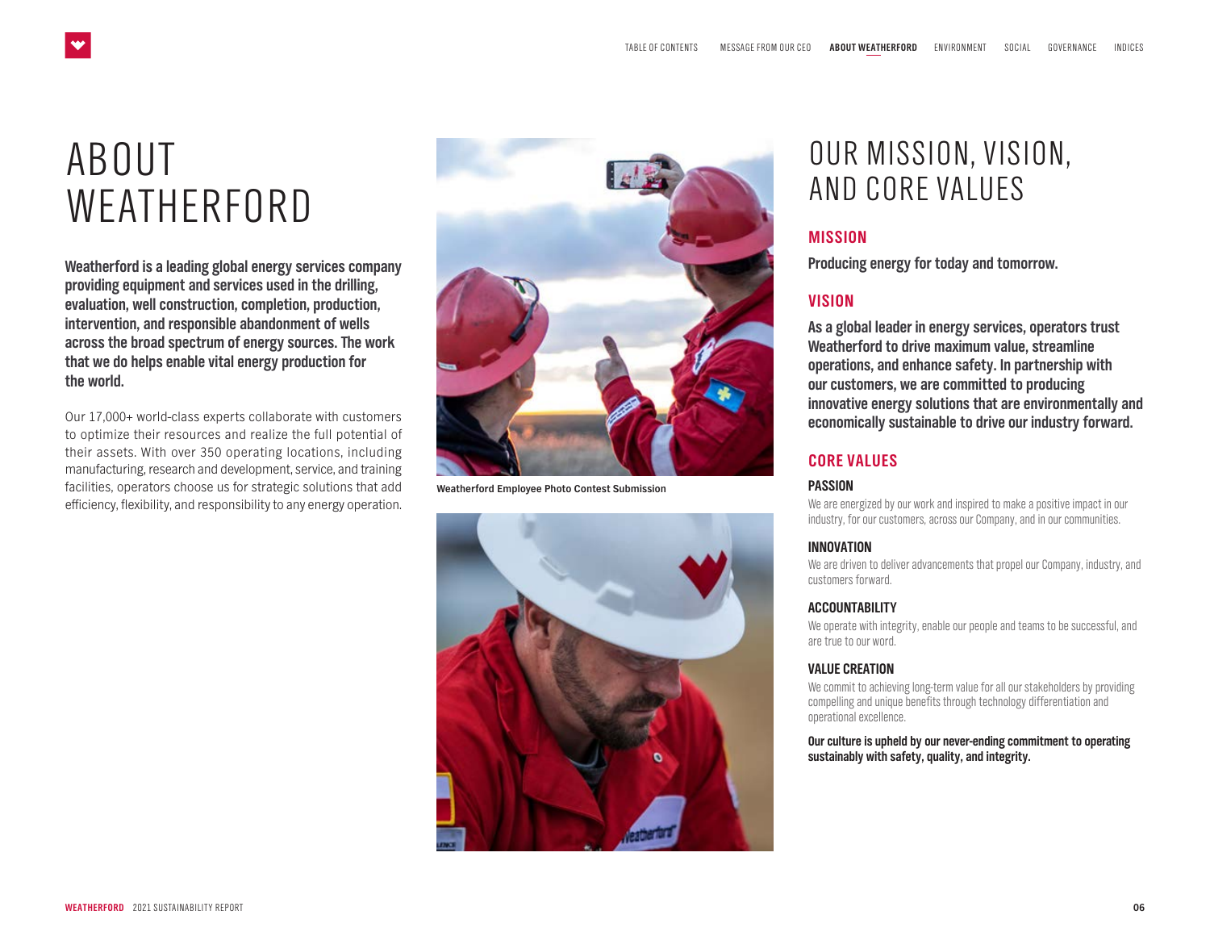# ABOUT WEATHERFORD

**Weatherford is a leading global energy services company providing equipment and services used in the drilling, evaluation, well construction, completion, production, intervention, and responsible abandonment of wells across the broad spectrum of energy sources. The work that we do helps enable vital energy production for the world.**

Our 17,000+ world-class experts collaborate with customers to optimize their resources and realize the full potential of their assets. With over 350 operating locations, including manufacturing, research and development, service, and training facilities, operators choose us for strategic solutions that add efficiency, flexibility, and responsibility to any energy operation.

Weatherford Employee Photo Contest Submission

# OUR MISSION, VISION, AND CORE VALUES

## MISSION

**Producing energy for today and tomorrow.**

## VISION

**As a global leader in energy services, operators trust Weatherford to drive maximum value, streamline operations, and enhance safety. In partnership with our customers, we are committed to producing innovative energy solutions that are environmentally and economically sustainable to drive our industry forward.**

## CORE VALUES

### PASSION

We are energized by our work and inspired to make a positive impact in our industry, for our customers, across our Company, and in our communities.

### INNOVATION

We are driven to deliver advancements that propel our Company, industry, and customers forward.

### ACCOUNTABILITY

We operate with integrity, enable our people and teams to be successful, and are true to our word.

### VALUE CREATION

We commit to achieving long-term value for all our stakeholders by providing compelling and unique benefits through technology differentiation and operational excellence.

**Our culture is upheld by our never-ending commitment to operating sustainably with safety, quality, and integrity.**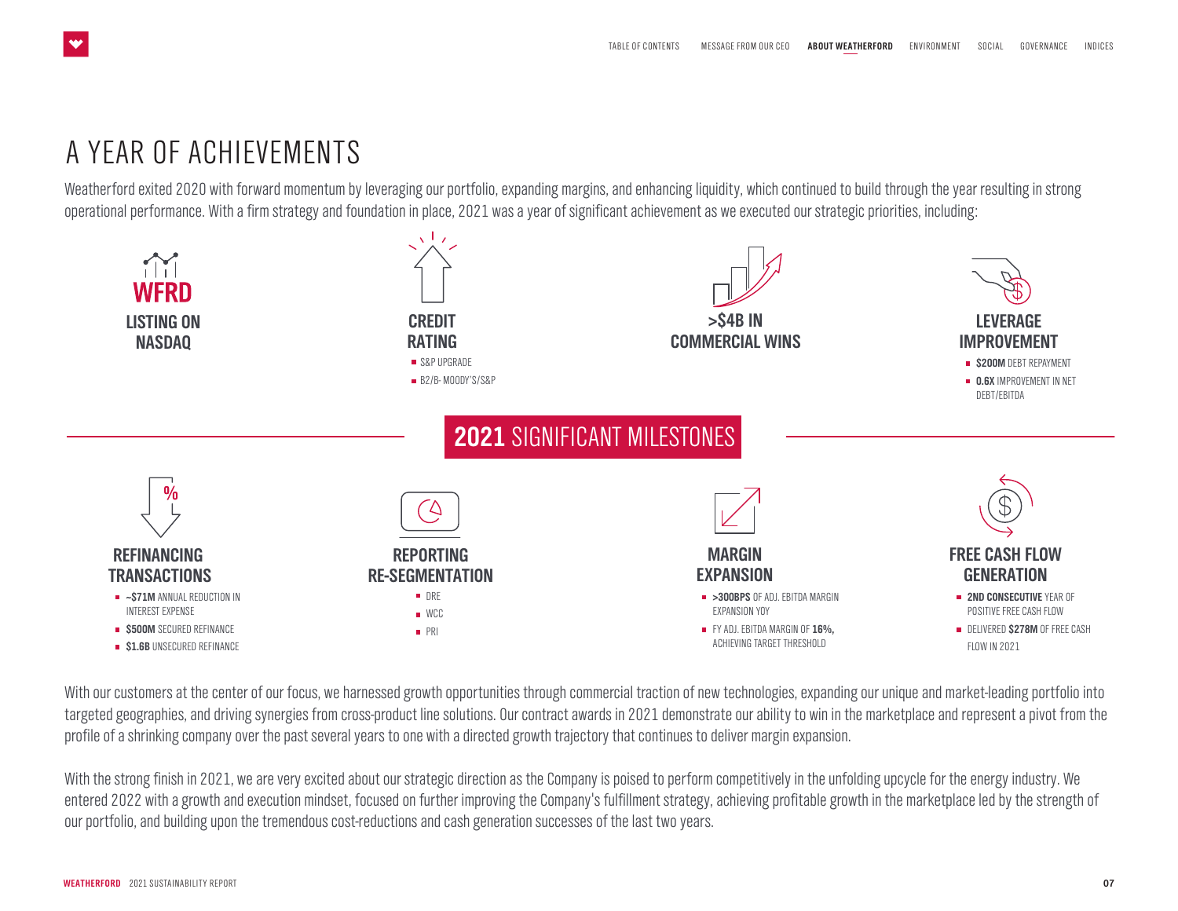# A YEAR OF ACHIEVEMENTS

Weatherford exited 2020 with forward momentum by leveraging our portfolio, expanding margins, and enhancing liquidity, which continued to build through the year resulting in strong operational performance. With a firm strategy and foundation in place, 2021 was a year of significant achievement as we executed our strategic priorities, including:

## 2021 SIGNIFICANT MILESTONES

### WFRD LISTING ON NASDAQ

### CREDIT RATING

- S&P UPGRADE
- B2/B- MOODY'S/S&P

### >$4B IN COMMERCIAL WINS

### LEVERAGE IMPROVEMENT

- **$200M** DEBT REPAYMENT
- **0.6X** IMPROVEMENT IN NET DEBT/EBITDA

### REFINANCING TRANSACTIONS

- **~$71M** ANNUAL REDUCTION IN INTEREST EXPENSE
- **$500M** SECURED REFINANCE
- **$1.6B** UNSECURED REFINANCE

### REPORTING RE-SEGMENTATION

- DRE
- WCC
- PRI

### MARGIN EXPANSION

- **>300BPS** OF ADJ. EBITDA MARGIN EXPANSION YOY
- FY ADJ. EBITDA MARGIN OF **16%,** ACHIEVING TARGET THRESHOLD

### FREE CASH FLOW GENERATION

- **2ND CONSECUTIVE** YEAR OF POSITIVE FREE CASH FLOW
- DELIVERED **$278M** OF FREE CASH FLOW IN 2021

With our customers at the center of our focus, we harnessed growth opportunities through commercial traction of new technologies, expanding our unique and market-leading portfolio into targeted geographies, and driving synergies from cross-product line solutions. Our contract awards in 2021 demonstrate our ability to win in the marketplace and represent a pivot from the profile of a shrinking company over the past several years to one with a directed growth trajectory that continues to deliver margin expansion.

With the strong finish in 2021, we are very excited about our strategic direction as the Company is poised to perform competitively in the unfolding upcycle for the energy industry. We entered 2022 with a growth and execution mindset, focused on further improving the Company's fulfillment strategy, achieving profitable growth in the marketplace led by the strength of our portfolio, and building upon the tremendous cost-reductions and cash generation successes of the last two years.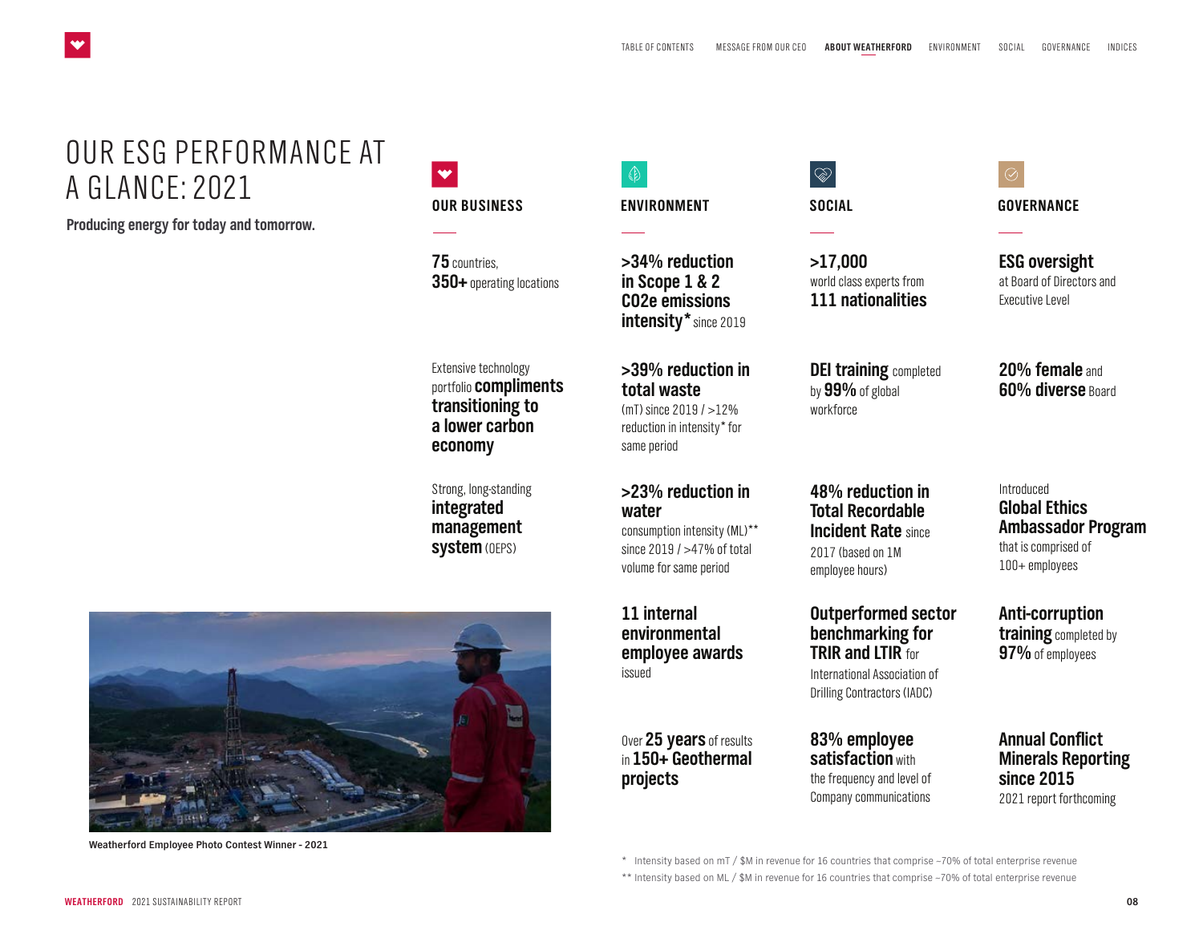# OUR ESG PERFORMANCE AT A GLANCE: 2021

**Producing energy for today and tomorrow.**

## OUR BUSINESS

**75** countries, **350+** operating locations

Extensive technology portfolio **compliments transitioning to a lower carbon economy**

Strong, long-standing **integrated management system** (OEPS)

## ENVIRONMENT

**>34% reduction in Scope 1 & 2 CO2e emissions intensity*** since 2019

**>39% reduction in total waste** (mT) since 2019 / >12% reduction in intensity* for same period

**>23% reduction in water** consumption intensity (ML)** since 2019 / >47% of total volume for same period

**11 internal environmental employee awards** issued

Over **25 years** of results in **150+ Geothermal projects**

## SOCIAL

**>17,000** world class experts from **111 nationalities**

**DEI training** completed by **99%** of global workforce

**48% reduction in Total Recordable Incident Rate** since 2017 (based on 1M employee hours)

**Outperformed sector benchmarking for TRIR and LTIR** for International Association of Drilling Contractors (IADC)

**83% employee satisfaction** with the frequency and level of Company communications

## GOVERNANCE

**ESG oversight** at Board of Directors and Executive Level

**20% female** and **60% diverse** Board

Introduced **Global Ethics Ambassador Program** that is comprised of 100+ employees

**Anti-corruption training** completed by **97%** of employees

**Annual Conflict Minerals Reporting since 2015** 2021 report forthcoming

Weatherford Employee Photo Contest Winner - 2021

\* Intensity based on mT / $M in revenue for 16 countries that comprise ~70% of total enterprise revenue

\*\* Intensity based on ML / $M in revenue for 16 countries that comprise ~70% of total enterprise revenue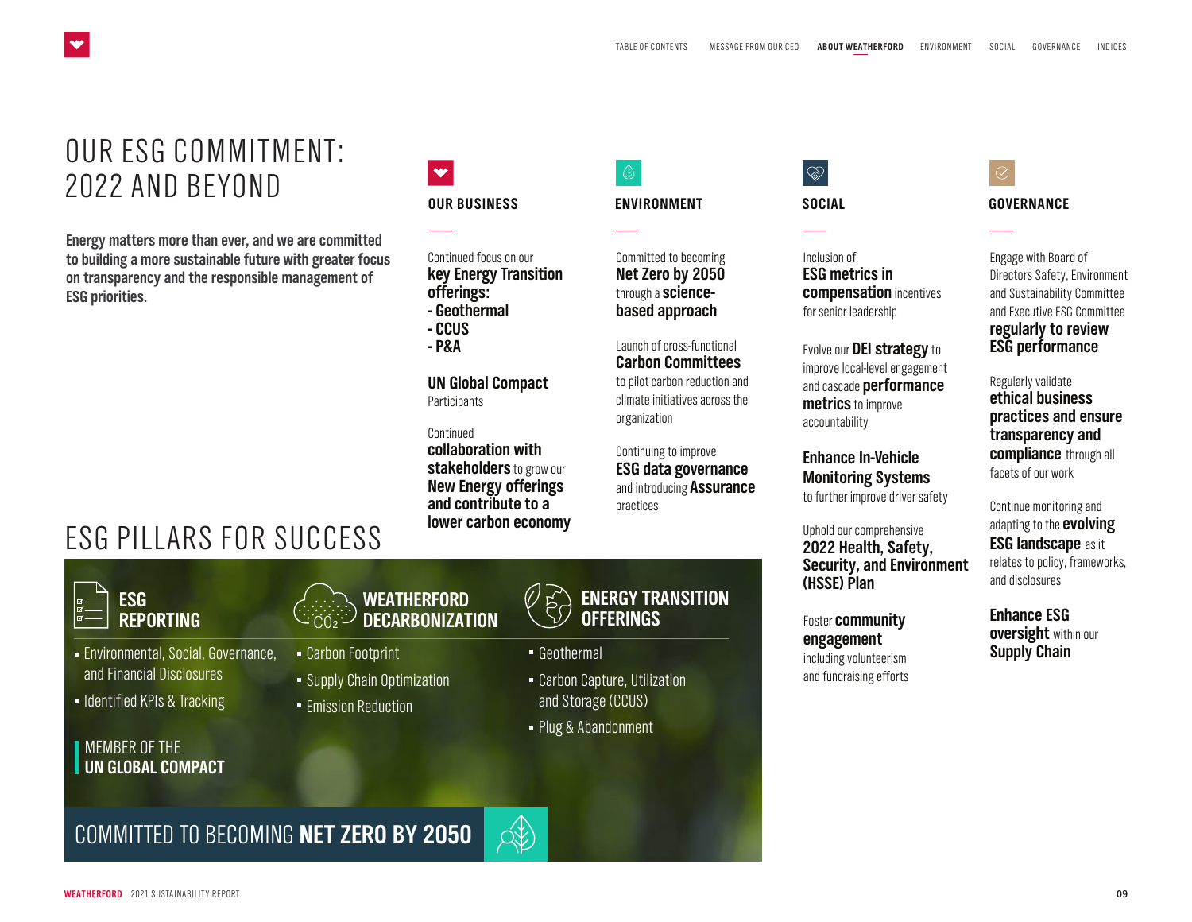# OUR ESG COMMITMENT: 2022 AND BEYOND

**Energy matters more than ever, and we are committed to building a more sustainable future with greater focus on transparency and the responsible management of ESG priorities.**

## OUR BUSINESS

Continued focus on our **key Energy Transition offerings:**
**- Geothermal**
**- CCUS**
**- P&A**

**UN Global Compact** Participants

Continued **collaboration with stakeholders** to grow our **New Energy offerings and contribute to a lower carbon economy**

## ENVIRONMENT

Committed to becoming **Net Zero by 2050** through a **science-based approach**

Launch of cross-functional **Carbon Committees** to pilot carbon reduction and climate initiatives across the organization

Continuing to improve **ESG data governance** and introducing **Assurance** practices

## SOCIAL

Inclusion of **ESG metrics in compensation** incentives for senior leadership

Evolve our **DEI strategy** to improve local-level engagement and cascade **performance metrics** to improve accountability

**Enhance In-Vehicle Monitoring Systems** to further improve driver safety

Uphold our comprehensive **2022 Health, Safety, Security, and Environment (HSSE) Plan**

Foster **community engagement** including volunteerism and fundraising efforts

## GOVERNANCE

Engage with Board of Directors Safety, Environment and Sustainability Committee and Executive ESG Committee **regularly to review ESG performance**

Regularly validate **ethical business practices and ensure transparency and compliance** through all facets of our work

Continue monitoring and adapting to the **evolving ESG landscape** as it relates to policy, frameworks, and disclosures

**Enhance ESG oversight** within our **Supply Chain**

# ESG PILLARS FOR SUCCESS

### ESG REPORTING

- Environmental, Social, Governance, and Financial Disclosures
- Identified KPIs & Tracking

MEMBER OF THE **UN GLOBAL COMPACT**

### WEATHERFORD DECARBONIZATION

- Carbon Footprint
- Supply Chain Optimization
- Emission Reduction

### ENERGY TRANSITION OFFERINGS

- Geothermal
- Carbon Capture, Utilization and Storage (CCUS)
- Plug & Abandonment

COMMITTED TO BECOMING **NET ZERO BY 2050**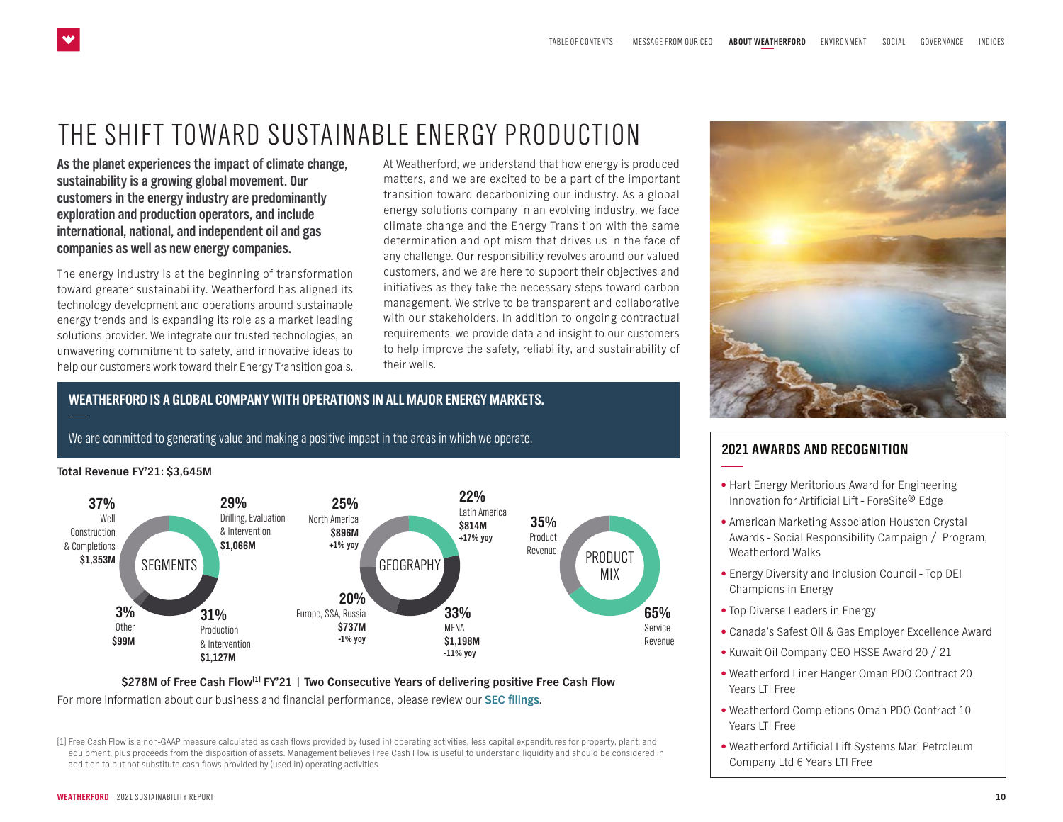# THE SHIFT TOWARD SUSTAINABLE ENERGY PRODUCTION

**As the planet experiences the impact of climate change, sustainability is a growing global movement. Our customers in the energy industry are predominantly exploration and production operators, and include international, national, and independent oil and gas companies as well as new energy companies.**

The energy industry is at the beginning of transformation toward greater sustainability. Weatherford has aligned its technology development and operations around sustainable energy trends and is expanding its role as a market leading solutions provider. We integrate our trusted technologies, an unwavering commitment to safety, and innovative ideas to help our customers work toward their Energy Transition goals.

At Weatherford, we understand that how energy is produced matters, and we are excited to be a part of the important transition toward decarbonizing our industry. As a global energy solutions company in an evolving industry, we face climate change and the Energy Transition with the same determination and optimism that drives us in the face of any challenge. Our responsibility revolves around our valued customers, and we are here to support their objectives and initiatives as they take the necessary steps toward carbon management. We strive to be transparent and collaborative with our stakeholders. In addition to ongoing contractual requirements, we provide data and insight to our customers to help improve the safety, reliability, and sustainability of their wells.

## WEATHERFORD IS A GLOBAL COMPANY WITH OPERATIONS IN ALL MAJOR ENERGY MARKETS.

We are committed to generating value and making a positive impact in the areas in which we operate.

**Total Revenue FY'21: $3,645M**

**SEGMENTS**

- **37%** Well Construction & Completions **$1,353M**
- **29%** Drilling, Evaluation & Intervention **$1,066M**
- **31%** Production & Intervention **$1,127M**
- **3%** Other **$99M**

**GEOGRAPHY**

- **25%** North America **$896M** **+1% yoy**
- **22%** Latin America **$814M** **+17% yoy**
- **33%** MENA **$1,198M** **-11% yoy**
- **20%** Europe, SSA, Russia **$737M** **-1% yoy**

**PRODUCT MIX**

- **35%** Product Revenue
- **65%** Service Revenue

**$278M of Free Cash Flow[1] FY'21 | Two Consecutive Years of delivering positive Free Cash Flow**

For more information about our business and financial performance, please review our **SEC filings**.

[1] Free Cash Flow is a non-GAAP measure calculated as cash flows provided by (used in) operating activities, less capital expenditures for property, plant, and equipment, plus proceeds from the disposition of assets. Management believes Free Cash Flow is useful to understand liquidity and should be considered in addition to but not substitute cash flows provided by (used in) operating activities

## 2021 AWARDS AND RECOGNITION

- Hart Energy Meritorious Award for Engineering Innovation for Artificial Lift - ForeSite® Edge
- American Marketing Association Houston Crystal Awards - Social Responsibility Campaign / Program, Weatherford Walks
- Energy Diversity and Inclusion Council - Top DEI Champions in Energy
- Top Diverse Leaders in Energy
- Canada's Safest Oil & Gas Employer Excellence Award
- Kuwait Oil Company CEO HSSE Award 20 / 21
- Weatherford Liner Hanger Oman PDO Contract 20 Years LTI Free
- Weatherford Completions Oman PDO Contract 10 Years LTI Free
- Weatherford Artificial Lift Systems Mari Petroleum Company Ltd 6 Years LTI Free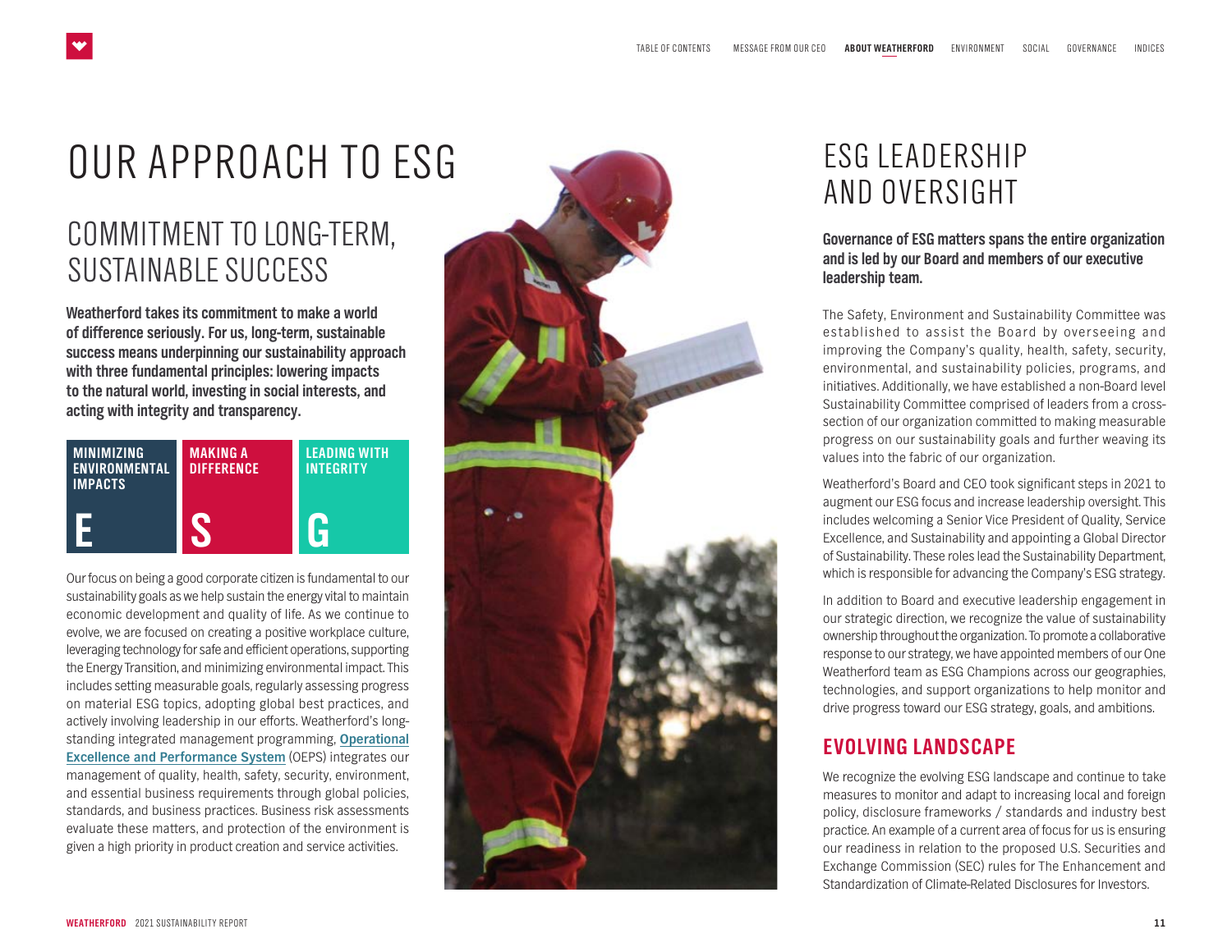# OUR APPROACH TO ESG

## COMMITMENT TO LONG-TERM, SUSTAINABLE SUCCESS

**Weatherford takes its commitment to make a world of difference seriously. For us, long-term, sustainable success means underpinning our sustainability approach with three fundamental principles: lowering impacts to the natural world, investing in social interests, and acting with integrity and transparency.**

| MINIMIZING ENVIRONMENTAL IMPACTS | MAKING A DIFFERENCE | LEADING WITH INTEGRITY |
|---|---|---|
| **E** | **S** | **G** |

Our focus on being a good corporate citizen is fundamental to our sustainability goals as we help sustain the energy vital to maintain economic development and quality of life. As we continue to evolve, we are focused on creating a positive workplace culture, leveraging technology for safe and efficient operations, supporting the Energy Transition, and minimizing environmental impact. This includes setting measurable goals, regularly assessing progress on material ESG topics, adopting global best practices, and actively involving leadership in our efforts. Weatherford's long-standing integrated management programming, **Operational Excellence and Performance System** (OEPS) integrates our management of quality, health, safety, security, environment, and essential business requirements through global policies, standards, and business practices. Business risk assessments evaluate these matters, and protection of the environment is given a high priority in product creation and service activities.

# ESG LEADERSHIP AND OVERSIGHT

**Governance of ESG matters spans the entire organization and is led by our Board and members of our executive leadership team.**

The Safety, Environment and Sustainability Committee was established to assist the Board by overseeing and improving the Company's quality, health, safety, security, environmental, and sustainability policies, programs, and initiatives. Additionally, we have established a non-Board level Sustainability Committee comprised of leaders from a cross-section of our organization committed to making measurable progress on our sustainability goals and further weaving its values into the fabric of our organization.

Weatherford's Board and CEO took significant steps in 2021 to augment our ESG focus and increase leadership oversight. This includes welcoming a Senior Vice President of Quality, Service Excellence, and Sustainability and appointing a Global Director of Sustainability. These roles lead the Sustainability Department, which is responsible for advancing the Company's ESG strategy.

In addition to Board and executive leadership engagement in our strategic direction, we recognize the value of sustainability ownership throughout the organization. To promote a collaborative response to our strategy, we have appointed members of our One Weatherford team as ESG Champions across our geographies, technologies, and support organizations to help monitor and drive progress toward our ESG strategy, goals, and ambitions.

## EVOLVING LANDSCAPE

We recognize the evolving ESG landscape and continue to take measures to monitor and adapt to increasing local and foreign policy, disclosure frameworks / standards and industry best practice. An example of a current area of focus for us is ensuring our readiness in relation to the proposed U.S. Securities and Exchange Commission (SEC) rules for The Enhancement and Standardization of Climate-Related Disclosures for Investors.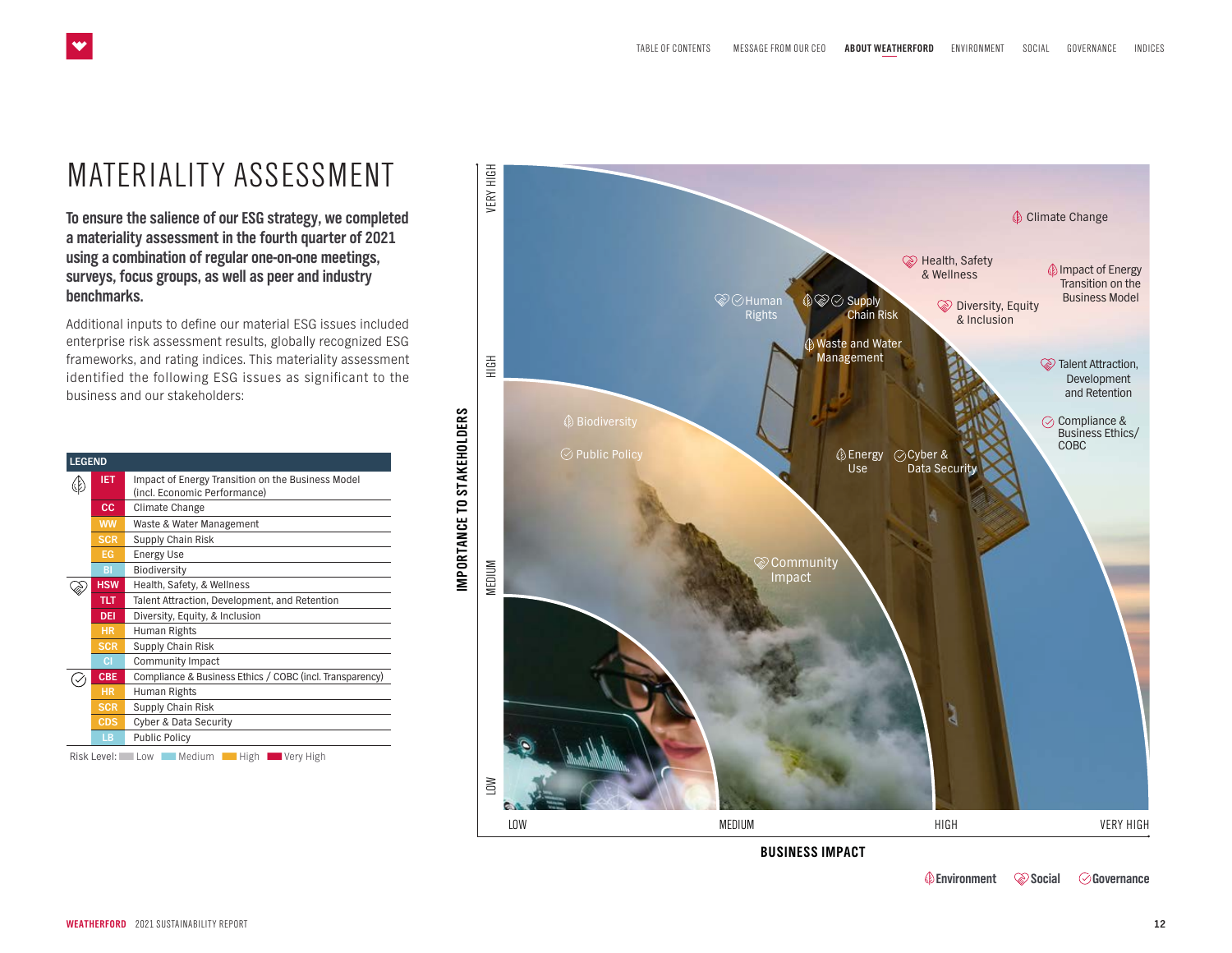# MATERIALITY ASSESSMENT

**To ensure the salience of our ESG strategy, we completed a materiality assessment in the fourth quarter of 2021 using a combination of regular one-on-one meetings, surveys, focus groups, as well as peer and industry benchmarks.**

Additional inputs to define our material ESG issues included enterprise risk assessment results, globally recognized ESG frameworks, and rating indices. This materiality assessment identified the following ESG issues as significant to the business and our stakeholders:

| LEGEND | | |
|---|---|---|
| Environment | IET | Impact of Energy Transition on the Business Model (incl. Economic Performance) |
| | CC | Climate Change |
| | WW | Waste & Water Management |
| | SCR | Supply Chain Risk |
| | EG | Energy Use |
| | BI | Biodiversity |
| Social | HSW | Health, Safety, & Wellness |
| | TLT | Talent Attraction, Development, and Retention |
| | DEI | Diversity, Equity, & Inclusion |
| | HR | Human Rights |
| | SCR | Supply Chain Risk |
| | CI | Community Impact |
| Governance | CBE | Compliance & Business Ethics / COBC (incl. Transparency) |
| | HR | Human Rights |
| | SCR | Supply Chain Risk |
| | CDS | Cyber & Data Security |
| | LB | Public Policy |

Risk Level: Low, Medium, High, Very High

**IMPORTANCE TO STAKEHOLDERS** (Low, Medium, High, Very High) vs. **BUSINESS IMPACT** (Low, Medium, High, Very High)

- Very High: Climate Change; Health, Safety & Wellness; Impact of Energy Transition on the Business Model; Diversity, Equity & Inclusion; Talent Attraction, Development and Retention; Compliance & Business Ethics/COBC
- High: Human Rights; Supply Chain Risk; Waste and Water Management; Energy Use; Cyber & Data Security
- Medium: Biodiversity; Public Policy; Community Impact

Environment · Social · Governance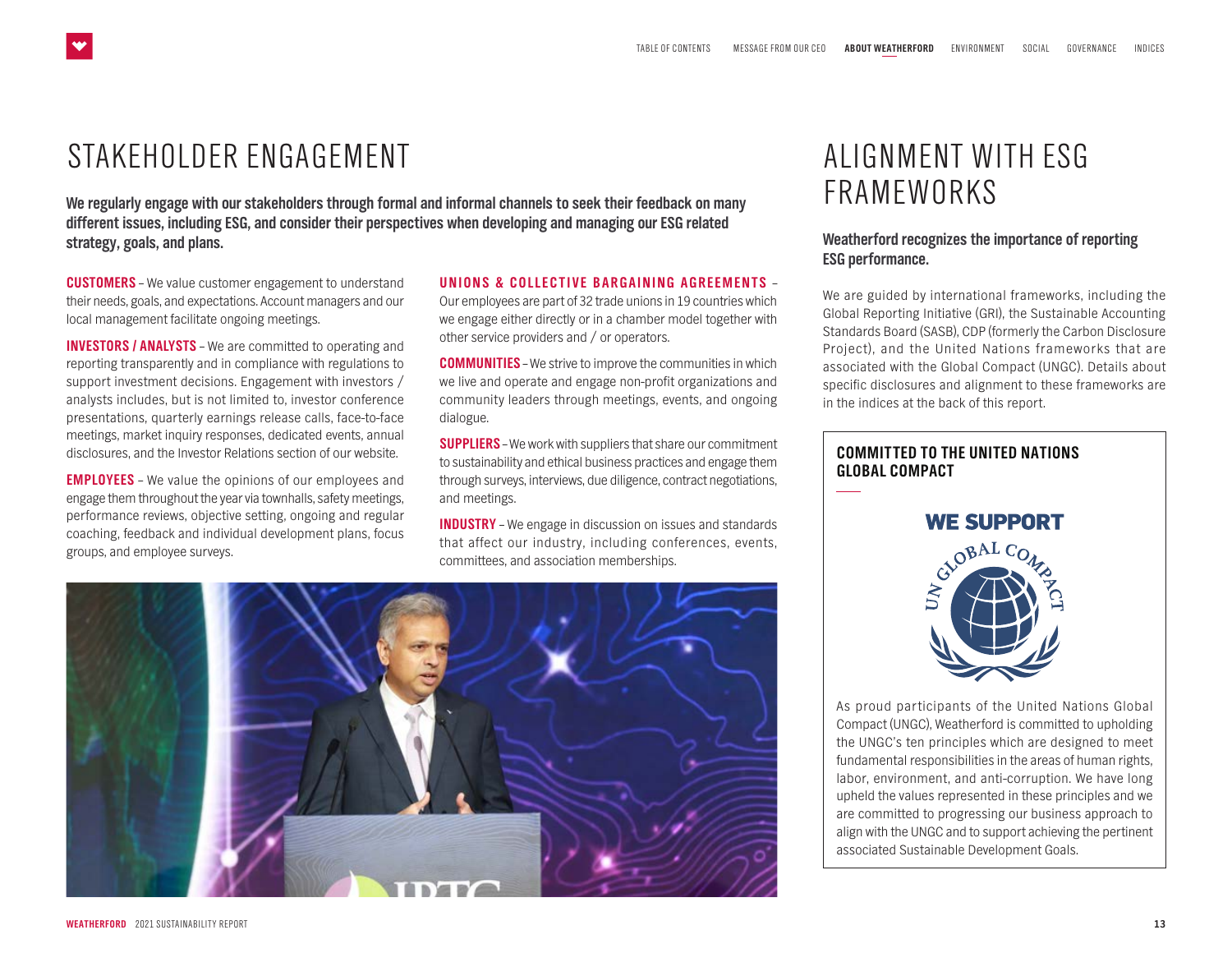# STAKEHOLDER ENGAGEMENT

**We regularly engage with our stakeholders through formal and informal channels to seek their feedback on many different issues, including ESG, and consider their perspectives when developing and managing our ESG related strategy, goals, and plans.**

**CUSTOMERS** – We value customer engagement to understand their needs, goals, and expectations. Account managers and our local management facilitate ongoing meetings.

**INVESTORS / ANALYSTS** – We are committed to operating and reporting transparently and in compliance with regulations to support investment decisions. Engagement with investors / analysts includes, but is not limited to, investor conference presentations, quarterly earnings release calls, face-to-face meetings, market inquiry responses, dedicated events, annual disclosures, and the Investor Relations section of our website.

**EMPLOYEES** – We value the opinions of our employees and engage them throughout the year via townhalls, safety meetings, performance reviews, objective setting, ongoing and regular coaching, feedback and individual development plans, focus groups, and employee surveys.

**UNIONS & COLLECTIVE BARGAINING AGREEMENTS** – Our employees are part of 32 trade unions in 19 countries which we engage either directly or in a chamber model together with other service providers and / or operators.

**COMMUNITIES** – We strive to improve the communities in which we live and operate and engage non-profit organizations and community leaders through meetings, events, and ongoing dialogue.

**SUPPLIERS** – We work with suppliers that share our commitment to sustainability and ethical business practices and engage them through surveys, interviews, due diligence, contract negotiations, and meetings.

**INDUSTRY** – We engage in discussion on issues and standards that affect our industry, including conferences, events, committees, and association memberships.

# ALIGNMENT WITH ESG FRAMEWORKS

**Weatherford recognizes the importance of reporting ESG performance.**

We are guided by international frameworks, including the Global Reporting Initiative (GRI), the Sustainable Accounting Standards Board (SASB), CDP (formerly the Carbon Disclosure Project), and the United Nations frameworks that are associated with the Global Compact (UNGC). Details about specific disclosures and alignment to these frameworks are in the indices at the back of this report.

## COMMITTED TO THE UNITED NATIONS GLOBAL COMPACT

WE SUPPORT

UN GLOBAL COMPACT

As proud participants of the United Nations Global Compact (UNGC), Weatherford is committed to upholding the UNGC's ten principles which are designed to meet fundamental responsibilities in the areas of human rights, labor, environment, and anti-corruption. We have long upheld the values represented in these principles and we are committed to progressing our business approach to align with the UNGC and to support achieving the pertinent associated Sustainable Development Goals.